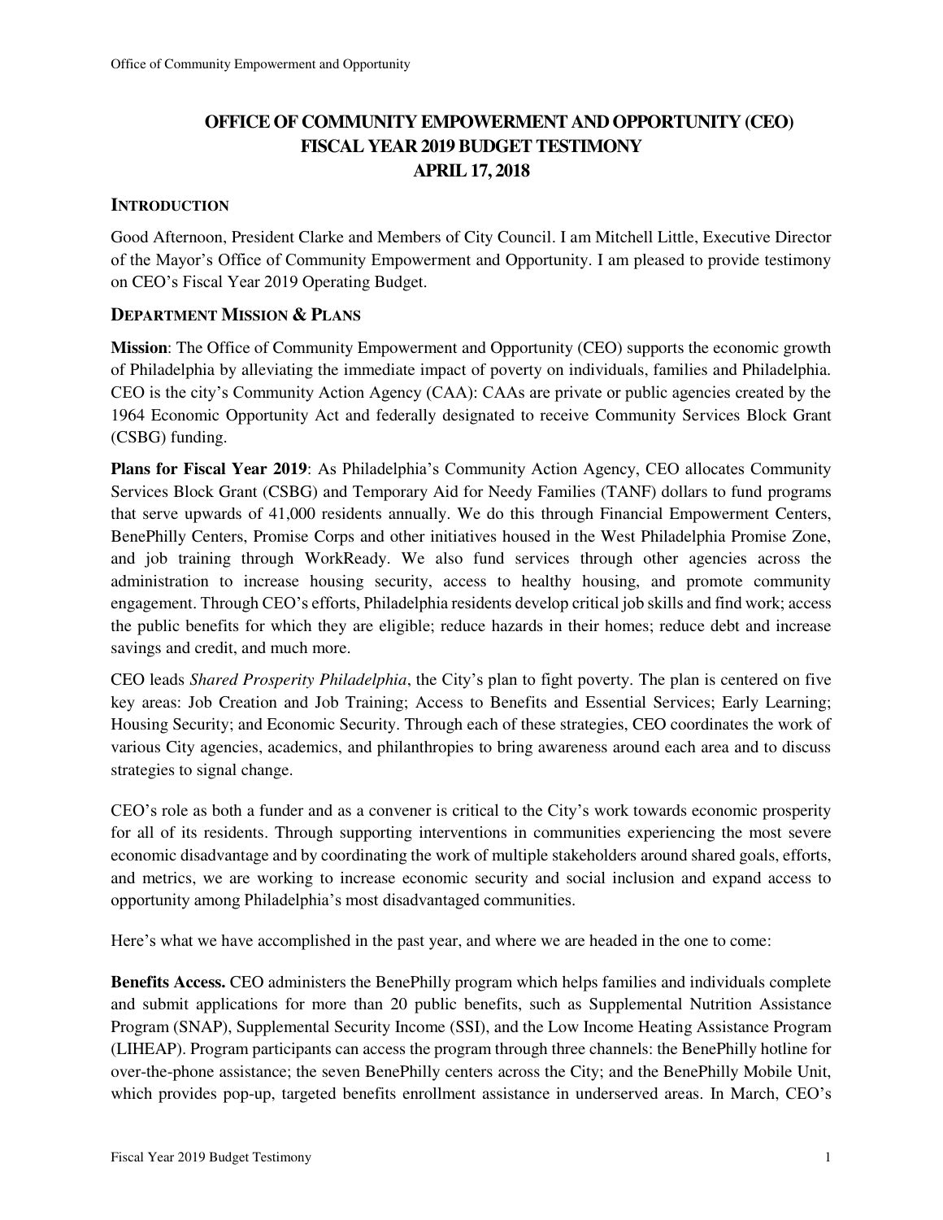# OFFICE OF COMMUNITY EMPOWERMENT AND OPPORTUNITY (CEO)
# FISCAL YEAR 2019 BUDGET TESTIMONY
# APRIL 17, 2018

## INTRODUCTION

Good Afternoon, President Clarke and Members of City Council. I am Mitchell Little, Executive Director of the Mayor's Office of Community Empowerment and Opportunity. I am pleased to provide testimony on CEO's Fiscal Year 2019 Operating Budget.

## DEPARTMENT MISSION & PLANS

**Mission**: The Office of Community Empowerment and Opportunity (CEO) supports the economic growth of Philadelphia by alleviating the immediate impact of poverty on individuals, families and Philadelphia. CEO is the city's Community Action Agency (CAA): CAAs are private or public agencies created by the 1964 Economic Opportunity Act and federally designated to receive Community Services Block Grant (CSBG) funding.

**Plans for Fiscal Year 2019**: As Philadelphia's Community Action Agency, CEO allocates Community Services Block Grant (CSBG) and Temporary Aid for Needy Families (TANF) dollars to fund programs that serve upwards of 41,000 residents annually. We do this through Financial Empowerment Centers, BenePhilly Centers, Promise Corps and other initiatives housed in the West Philadelphia Promise Zone, and job training through WorkReady. We also fund services through other agencies across the administration to increase housing security, access to healthy housing, and promote community engagement. Through CEO's efforts, Philadelphia residents develop critical job skills and find work; access the public benefits for which they are eligible; reduce hazards in their homes; reduce debt and increase savings and credit, and much more.

CEO leads *Shared Prosperity Philadelphia*, the City's plan to fight poverty. The plan is centered on five key areas: Job Creation and Job Training; Access to Benefits and Essential Services; Early Learning; Housing Security; and Economic Security. Through each of these strategies, CEO coordinates the work of various City agencies, academics, and philanthropies to bring awareness around each area and to discuss strategies to signal change.

CEO's role as both a funder and as a convener is critical to the City's work towards economic prosperity for all of its residents. Through supporting interventions in communities experiencing the most severe economic disadvantage and by coordinating the work of multiple stakeholders around shared goals, efforts, and metrics, we are working to increase economic security and social inclusion and expand access to opportunity among Philadelphia's most disadvantaged communities.

Here's what we have accomplished in the past year, and where we are headed in the one to come:

**Benefits Access.** CEO administers the BenePhilly program which helps families and individuals complete and submit applications for more than 20 public benefits, such as Supplemental Nutrition Assistance Program (SNAP), Supplemental Security Income (SSI), and the Low Income Heating Assistance Program (LIHEAP). Program participants can access the program through three channels: the BenePhilly hotline for over-the-phone assistance; the seven BenePhilly centers across the City; and the BenePhilly Mobile Unit, which provides pop-up, targeted benefits enrollment assistance in underserved areas. In March, CEO's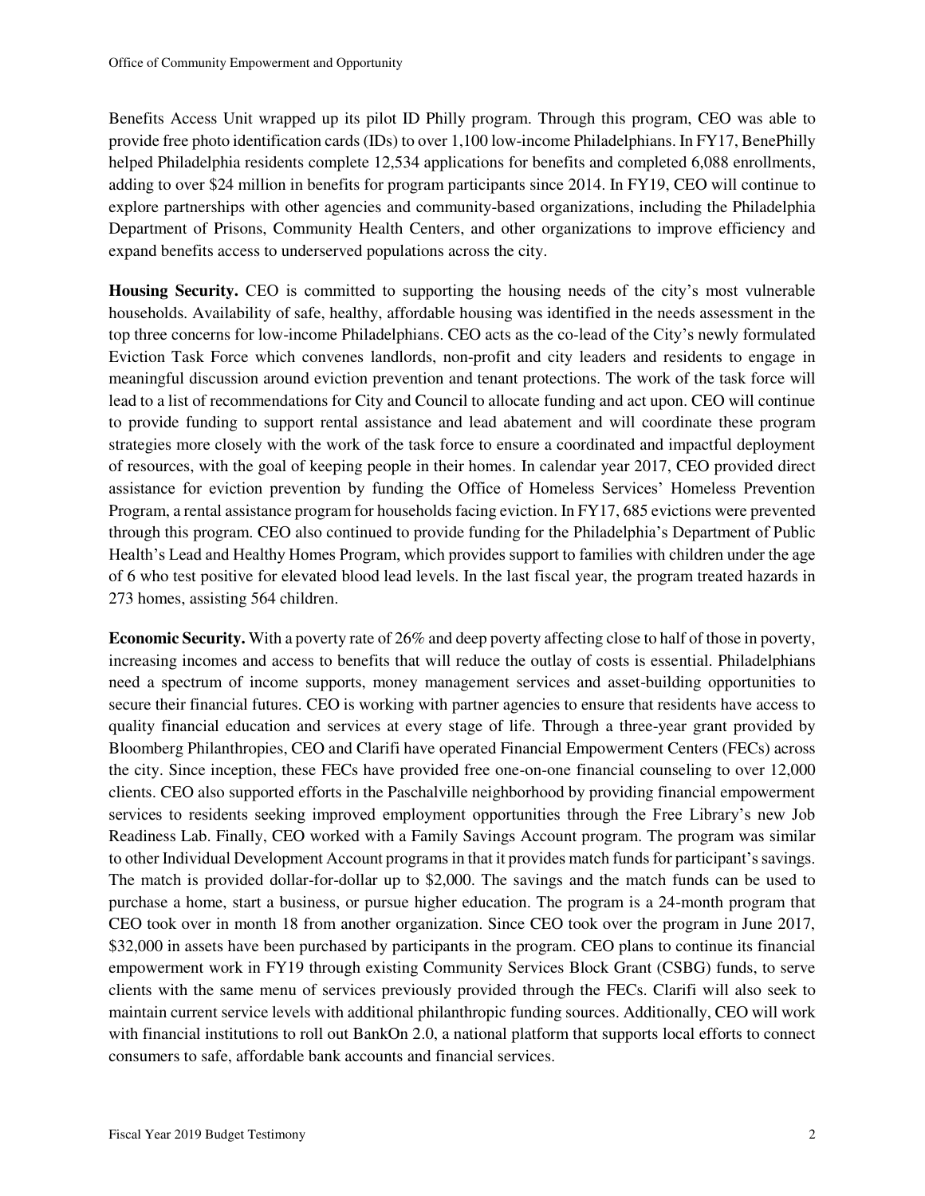Benefits Access Unit wrapped up its pilot ID Philly program. Through this program, CEO was able to provide free photo identification cards (IDs) to over 1,100 low-income Philadelphians. In FY17, BenePhilly helped Philadelphia residents complete 12,534 applications for benefits and completed 6,088 enrollments, adding to over $24 million in benefits for program participants since 2014. In FY19, CEO will continue to explore partnerships with other agencies and community-based organizations, including the Philadelphia Department of Prisons, Community Health Centers, and other organizations to improve efficiency and expand benefits access to underserved populations across the city.

**Housing Security.** CEO is committed to supporting the housing needs of the city's most vulnerable households. Availability of safe, healthy, affordable housing was identified in the needs assessment in the top three concerns for low-income Philadelphians. CEO acts as the co-lead of the City's newly formulated Eviction Task Force which convenes landlords, non-profit and city leaders and residents to engage in meaningful discussion around eviction prevention and tenant protections. The work of the task force will lead to a list of recommendations for City and Council to allocate funding and act upon. CEO will continue to provide funding to support rental assistance and lead abatement and will coordinate these program strategies more closely with the work of the task force to ensure a coordinated and impactful deployment of resources, with the goal of keeping people in their homes. In calendar year 2017, CEO provided direct assistance for eviction prevention by funding the Office of Homeless Services' Homeless Prevention Program, a rental assistance program for households facing eviction. In FY17, 685 evictions were prevented through this program. CEO also continued to provide funding for the Philadelphia's Department of Public Health's Lead and Healthy Homes Program, which provides support to families with children under the age of 6 who test positive for elevated blood lead levels. In the last fiscal year, the program treated hazards in 273 homes, assisting 564 children.

**Economic Security.** With a poverty rate of 26% and deep poverty affecting close to half of those in poverty, increasing incomes and access to benefits that will reduce the outlay of costs is essential. Philadelphians need a spectrum of income supports, money management services and asset-building opportunities to secure their financial futures. CEO is working with partner agencies to ensure that residents have access to quality financial education and services at every stage of life. Through a three-year grant provided by Bloomberg Philanthropies, CEO and Clarifi have operated Financial Empowerment Centers (FECs) across the city. Since inception, these FECs have provided free one-on-one financial counseling to over 12,000 clients. CEO also supported efforts in the Paschalville neighborhood by providing financial empowerment services to residents seeking improved employment opportunities through the Free Library's new Job Readiness Lab. Finally, CEO worked with a Family Savings Account program. The program was similar to other Individual Development Account programs in that it provides match funds for participant's savings. The match is provided dollar-for-dollar up to $2,000. The savings and the match funds can be used to purchase a home, start a business, or pursue higher education. The program is a 24-month program that CEO took over in month 18 from another organization. Since CEO took over the program in June 2017, $32,000 in assets have been purchased by participants in the program. CEO plans to continue its financial empowerment work in FY19 through existing Community Services Block Grant (CSBG) funds, to serve clients with the same menu of services previously provided through the FECs. Clarifi will also seek to maintain current service levels with additional philanthropic funding sources. Additionally, CEO will work with financial institutions to roll out BankOn 2.0, a national platform that supports local efforts to connect consumers to safe, affordable bank accounts and financial services.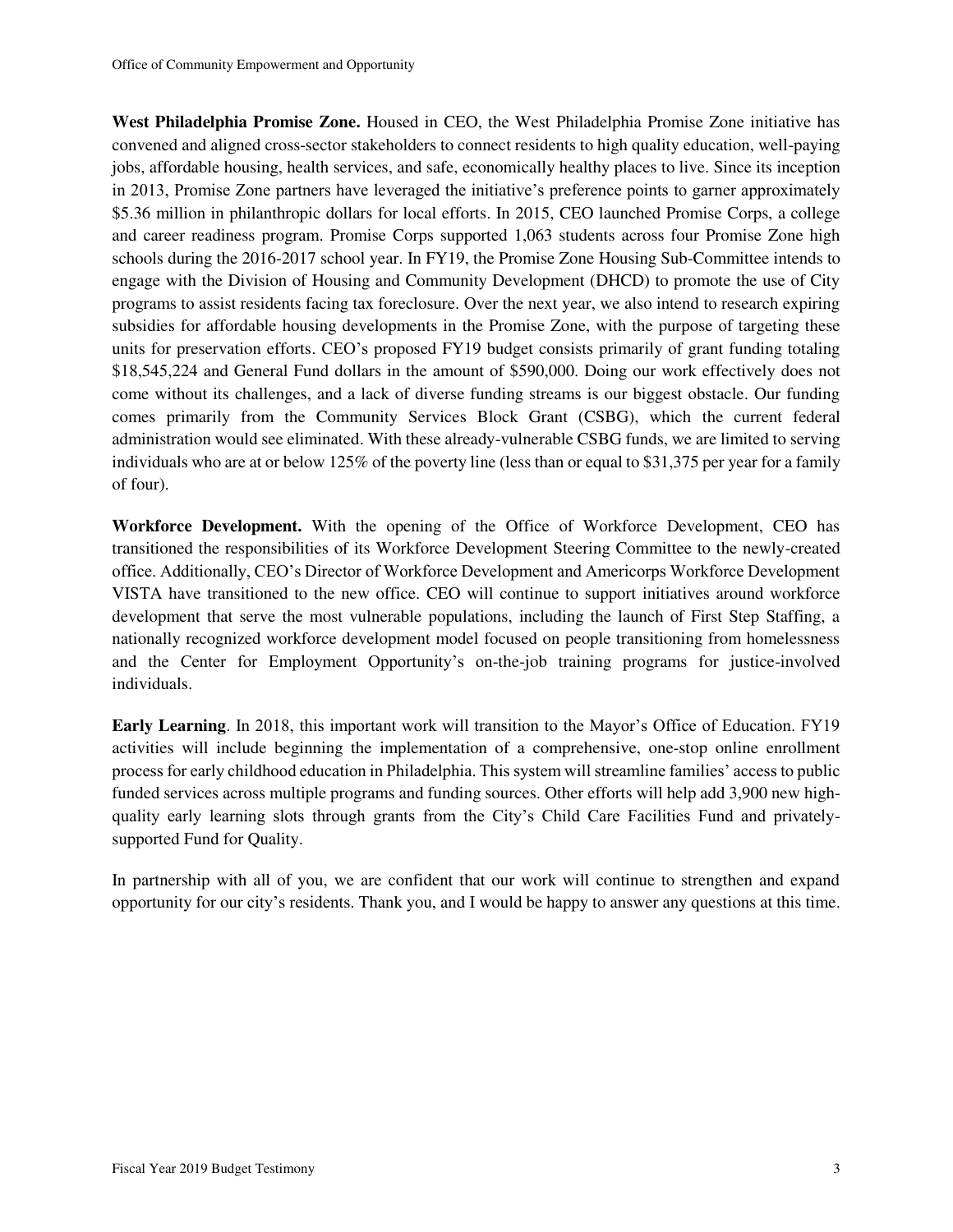**West Philadelphia Promise Zone.** Housed in CEO, the West Philadelphia Promise Zone initiative has convened and aligned cross-sector stakeholders to connect residents to high quality education, well-paying jobs, affordable housing, health services, and safe, economically healthy places to live. Since its inception in 2013, Promise Zone partners have leveraged the initiative's preference points to garner approximately $5.36 million in philanthropic dollars for local efforts. In 2015, CEO launched Promise Corps, a college and career readiness program. Promise Corps supported 1,063 students across four Promise Zone high schools during the 2016-2017 school year. In FY19, the Promise Zone Housing Sub-Committee intends to engage with the Division of Housing and Community Development (DHCD) to promote the use of City programs to assist residents facing tax foreclosure. Over the next year, we also intend to research expiring subsidies for affordable housing developments in the Promise Zone, with the purpose of targeting these units for preservation efforts. CEO's proposed FY19 budget consists primarily of grant funding totaling $18,545,224 and General Fund dollars in the amount of $590,000. Doing our work effectively does not come without its challenges, and a lack of diverse funding streams is our biggest obstacle. Our funding comes primarily from the Community Services Block Grant (CSBG), which the current federal administration would see eliminated. With these already-vulnerable CSBG funds, we are limited to serving individuals who are at or below 125% of the poverty line (less than or equal to $31,375 per year for a family of four).

**Workforce Development.** With the opening of the Office of Workforce Development, CEO has transitioned the responsibilities of its Workforce Development Steering Committee to the newly-created office. Additionally, CEO's Director of Workforce Development and Americorps Workforce Development VISTA have transitioned to the new office. CEO will continue to support initiatives around workforce development that serve the most vulnerable populations, including the launch of First Step Staffing, a nationally recognized workforce development model focused on people transitioning from homelessness and the Center for Employment Opportunity's on-the-job training programs for justice-involved individuals.

**Early Learning**. In 2018, this important work will transition to the Mayor's Office of Education. FY19 activities will include beginning the implementation of a comprehensive, one-stop online enrollment process for early childhood education in Philadelphia. This system will streamline families' access to public funded services across multiple programs and funding sources. Other efforts will help add 3,900 new high-quality early learning slots through grants from the City's Child Care Facilities Fund and privately-supported Fund for Quality.

In partnership with all of you, we are confident that our work will continue to strengthen and expand opportunity for our city's residents. Thank you, and I would be happy to answer any questions at this time.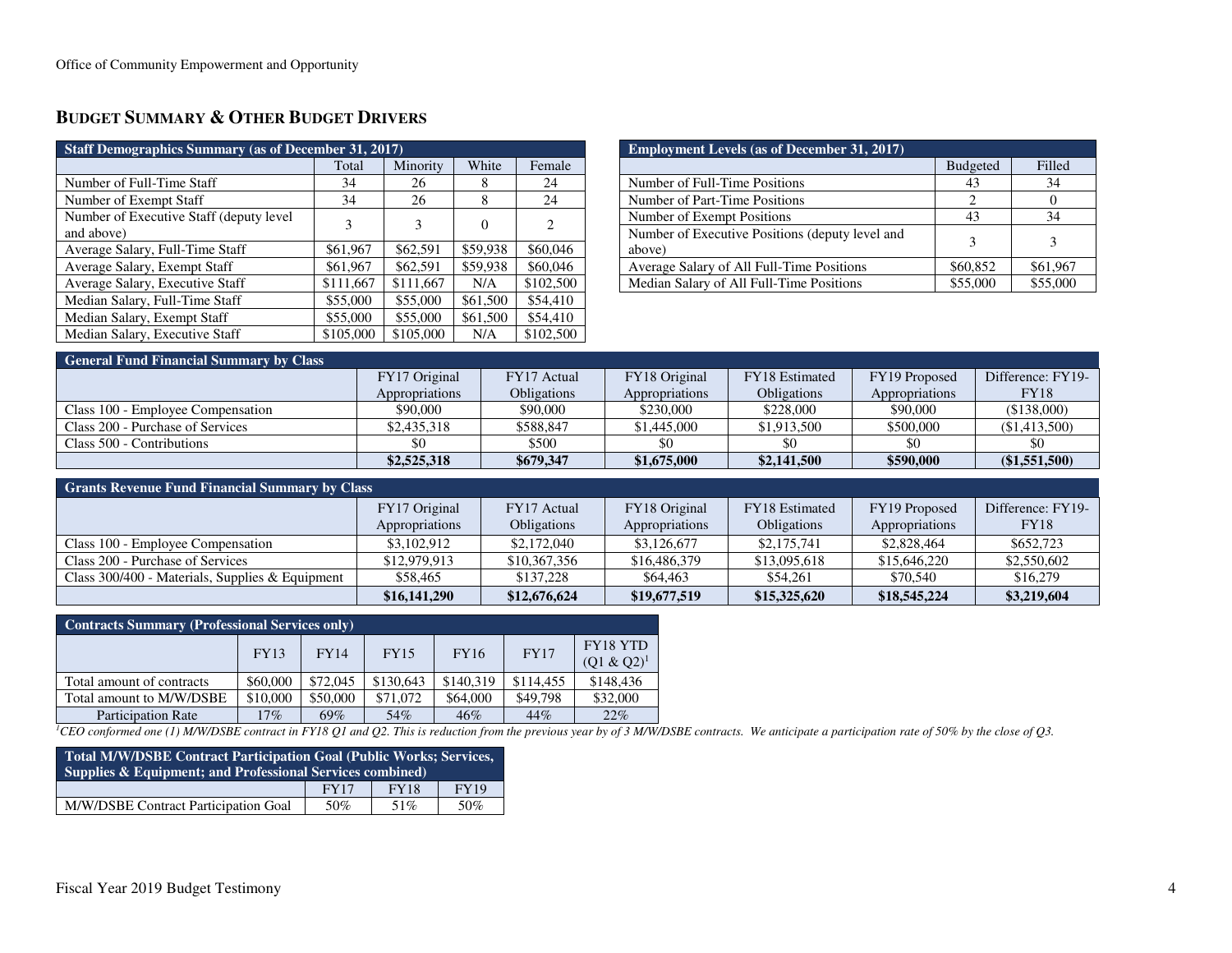## BUDGET SUMMARY & OTHER BUDGET DRIVERS

| Staff Demographics Summary (as of December 31, 2017) | | | | |
|---|---|---|---|---|
| | Total | Minority | White | Female |
| Number of Full-Time Staff | 34 | 26 | 8 | 24 |
| Number of Exempt Staff | 34 | 26 | 8 | 24 |
| Number of Executive Staff (deputy level and above) | 3 | 3 | 0 | 2 |
| Average Salary, Full-Time Staff | $61,967 | $62,591 | $59,938 | $60,046 |
| Average Salary, Exempt Staff | $61,967 | $62,591 | $59,938 | $60,046 |
| Average Salary, Executive Staff | $111,667 | $111,667 | N/A | $102,500 |
| Median Salary, Full-Time Staff | $55,000 | $55,000 | $61,500 | $54,410 |
| Median Salary, Exempt Staff | $55,000 | $55,000 | $61,500 | $54,410 |
| Median Salary, Executive Staff | $105,000 | $105,000 | N/A | $102,500 |

| Employment Levels (as of December 31, 2017) | | |
|---|---|---|
| | Budgeted | Filled |
| Number of Full-Time Positions | 43 | 34 |
| Number of Part-Time Positions | 2 | 0 |
| Number of Exempt Positions | 43 | 34 |
| Number of Executive Positions (deputy level and above) | 3 | 3 |
| Average Salary of All Full-Time Positions | $60,852 | $61,967 |
| Median Salary of All Full-Time Positions | $55,000 | $55,000 |

| General Fund Financial Summary by Class | | | | | | |
|---|---|---|---|---|---|---|
| | FY17 Original Appropriations | FY17 Actual Obligations | FY18 Original Appropriations | FY18 Estimated Obligations | FY19 Proposed Appropriations | Difference: FY19-FY18 |
| Class 100 - Employee Compensation | $90,000 | $90,000 | $230,000 | $228,000 | $90,000 | ($138,000) |
| Class 200 - Purchase of Services | $2,435,318 | $588,847 | $1,445,000 | $1,913,500 | $500,000 | ($1,413,500) |
| Class 500 - Contributions | $0 | $500 | $0 | $0 | $0 | $0 |
| | **$2,525,318** | **$679,347** | **$1,675,000** | **$2,141,500** | **$590,000** | **($1,551,500)** |

| Grants Revenue Fund Financial Summary by Class | | | | | | |
|---|---|---|---|---|---|---|
| | FY17 Original Appropriations | FY17 Actual Obligations | FY18 Original Appropriations | FY18 Estimated Obligations | FY19 Proposed Appropriations | Difference: FY19-FY18 |
| Class 100 - Employee Compensation | $3,102,912 | $2,172,040 | $3,126,677 | $2,175,741 | $2,828,464 | $652,723 |
| Class 200 - Purchase of Services | $12,979,913 | $10,367,356 | $16,486,379 | $13,095,618 | $15,646,220 | $2,550,602 |
| Class 300/400 - Materials, Supplies & Equipment | $58,465 | $137,228 | $64,463 | $54,261 | $70,540 | $16,279 |
| | **$16,141,290** | **$12,676,624** | **$19,677,519** | **$15,325,620** | **$18,545,224** | **$3,219,604** |

| Contracts Summary (Professional Services only) | | | | | | |
|---|---|---|---|---|---|---|
| | FY13 | FY14 | FY15 | FY16 | FY17 | FY18 YTD (Q1 & Q2)[1] |
| Total amount of contracts | $60,000 | $72,045 | $130,643 | $140,319 | $114,455 | $148,436 |
| Total amount to M/W/DSBE | $10,000 | $50,000 | $71,072 | $64,000 | $49,798 | $32,000 |
| Participation Rate | 17% | 69% | 54% | 46% | 44% | 22% |

*[1]CEO conformed one (1) M/W/DSBE contract in FY18 Q1 and Q2. This is reduction from the previous year by of 3 M/W/DSBE contracts. We anticipate a participation rate of 50% by the close of Q3.*

| Total M/W/DSBE Contract Participation Goal (Public Works; Services, Supplies & Equipment; and Professional Services combined) | | | |
|---|---|---|---|
| | FY17 | FY18 | FY19 |
| M/W/DSBE Contract Participation Goal | 50% | 51% | 50% |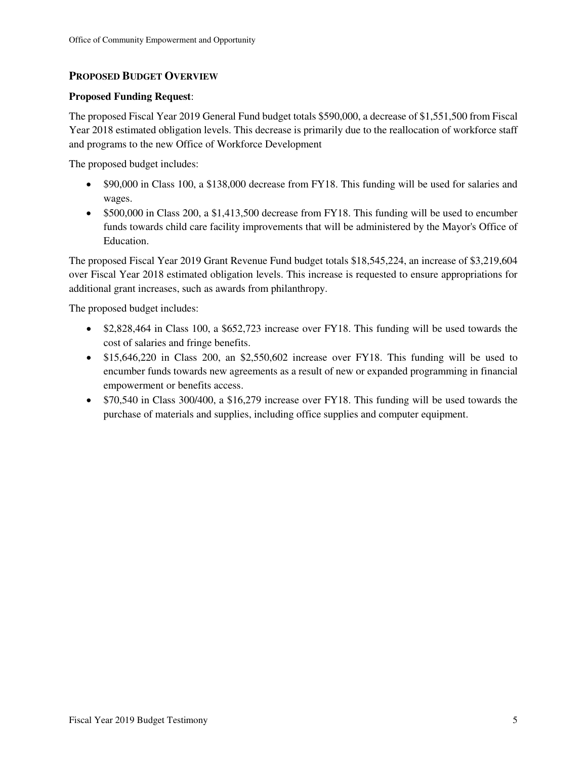## PROPOSED BUDGET OVERVIEW

**Proposed Funding Request**:

The proposed Fiscal Year 2019 General Fund budget totals $590,000, a decrease of $1,551,500 from Fiscal Year 2018 estimated obligation levels. This decrease is primarily due to the reallocation of workforce staff and programs to the new Office of Workforce Development

The proposed budget includes:

- $90,000 in Class 100, a $138,000 decrease from FY18. This funding will be used for salaries and wages.
- $500,000 in Class 200, a $1,413,500 decrease from FY18. This funding will be used to encumber funds towards child care facility improvements that will be administered by the Mayor's Office of Education.

The proposed Fiscal Year 2019 Grant Revenue Fund budget totals $18,545,224, an increase of $3,219,604 over Fiscal Year 2018 estimated obligation levels. This increase is requested to ensure appropriations for additional grant increases, such as awards from philanthropy.

The proposed budget includes:

- $2,828,464 in Class 100, a $652,723 increase over FY18. This funding will be used towards the cost of salaries and fringe benefits.
- $15,646,220 in Class 200, an $2,550,602 increase over FY18. This funding will be used to encumber funds towards new agreements as a result of new or expanded programming in financial empowerment or benefits access.
- $70,540 in Class 300/400, a $16,279 increase over FY18. This funding will be used towards the purchase of materials and supplies, including office supplies and computer equipment.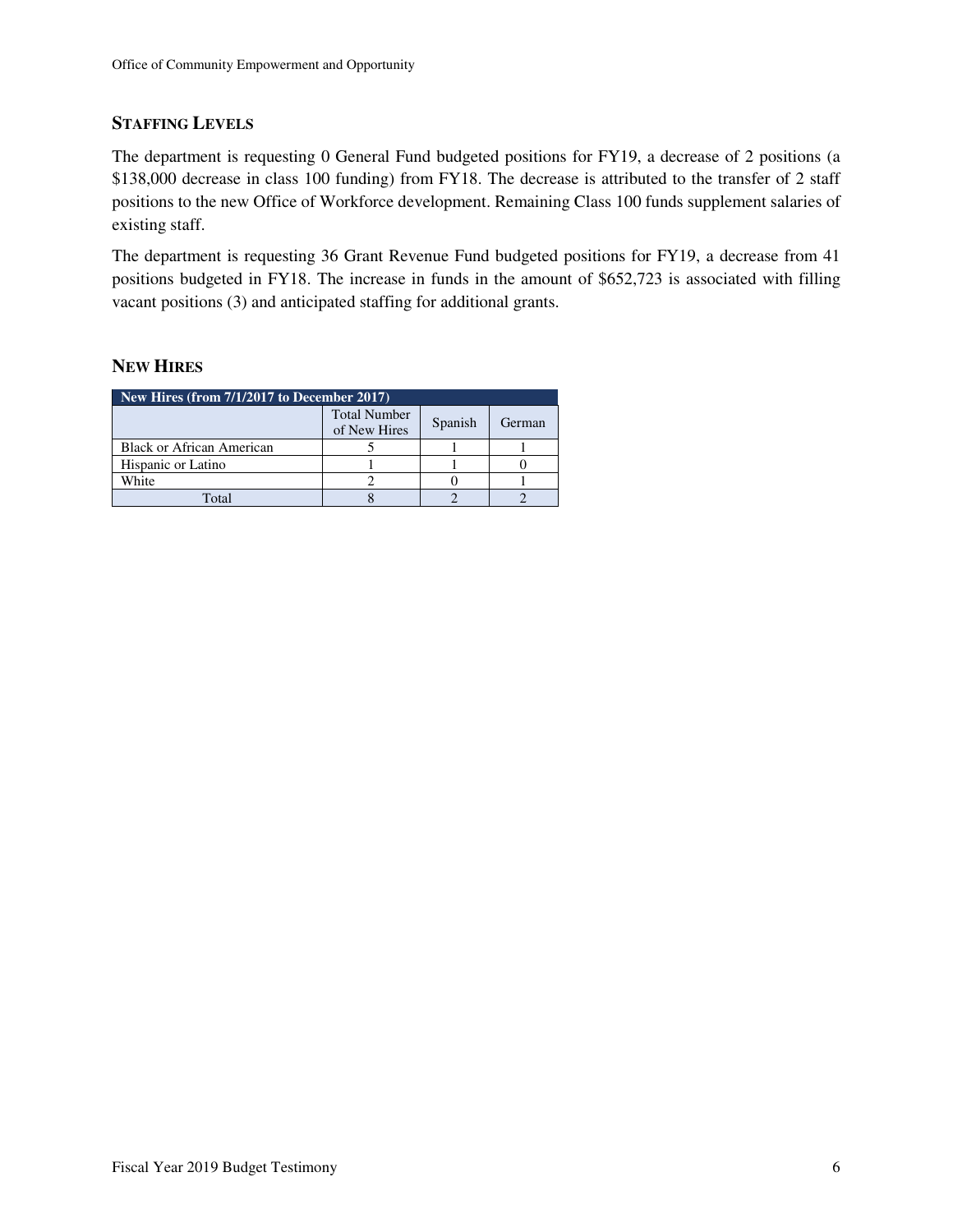## STAFFING LEVELS

The department is requesting 0 General Fund budgeted positions for FY19, a decrease of 2 positions (a $138,000 decrease in class 100 funding) from FY18. The decrease is attributed to the transfer of 2 staff positions to the new Office of Workforce development. Remaining Class 100 funds supplement salaries of existing staff.

The department is requesting 36 Grant Revenue Fund budgeted positions for FY19, a decrease from 41 positions budgeted in FY18. The increase in funds in the amount of $652,723 is associated with filling vacant positions (3) and anticipated staffing for additional grants.

## NEW HIRES

| New Hires (from 7/1/2017 to December 2017) | | | |
|---|---|---|---|
| | Total Number of New Hires | Spanish | German |
| Black or African American | 5 | 1 | 1 |
| Hispanic or Latino | 1 | 1 | 0 |
| White | 2 | 0 | 1 |
| Total | 8 | 2 | 2 |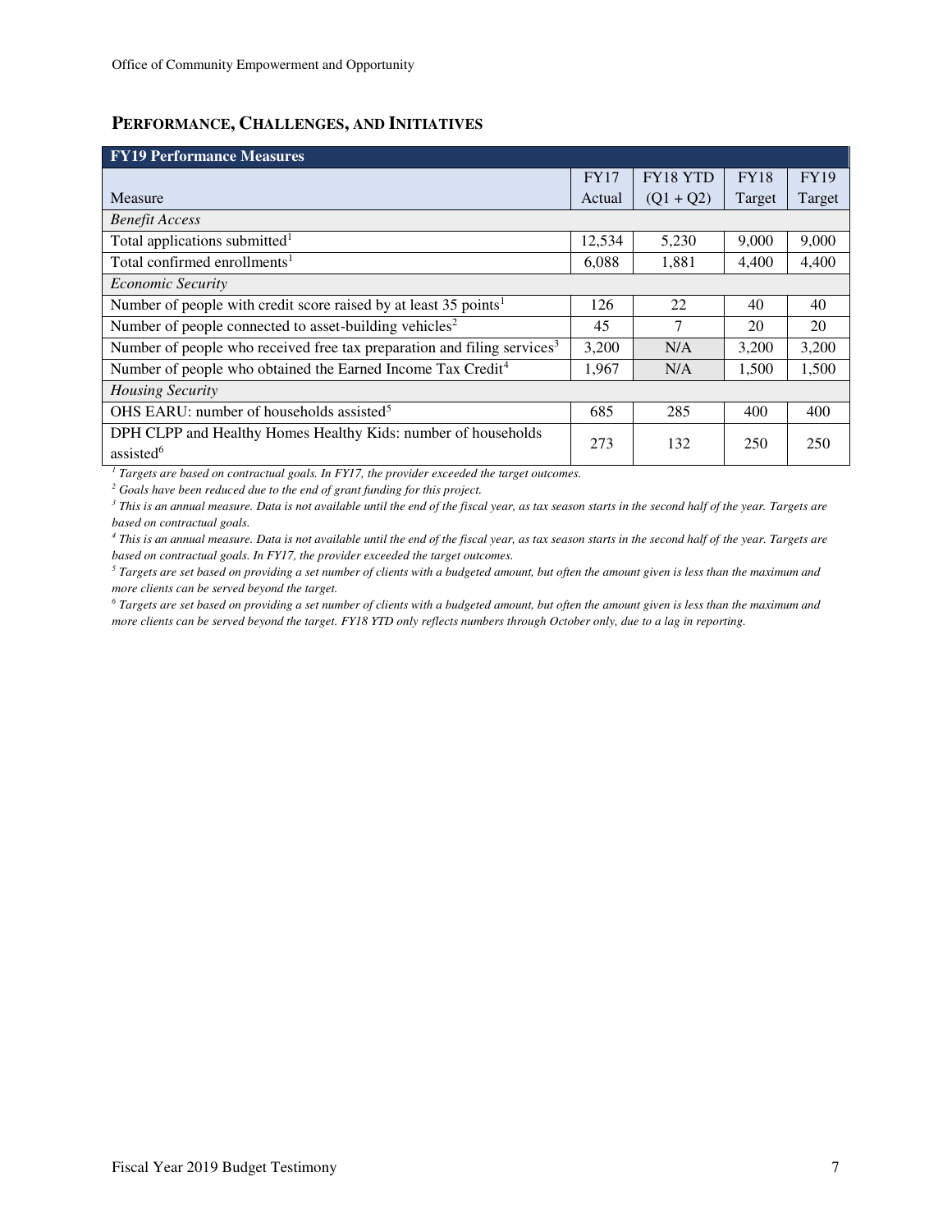## PERFORMANCE, CHALLENGES, AND INITIATIVES

| FY19 Performance Measures | | | | |
|---|---|---|---|---|
| Measure | FY17 Actual | FY18 YTD (Q1 + Q2) | FY18 Target | FY19 Target |
| *Benefit Access* | | | | |
| Total applications submitted[1] | 12,534 | 5,230 | 9,000 | 9,000 |
| Total confirmed enrollments[1] | 6,088 | 1,881 | 4,400 | 4,400 |
| *Economic Security* | | | | |
| Number of people with credit score raised by at least 35 points[1] | 126 | 22 | 40 | 40 |
| Number of people connected to asset-building vehicles[2] | 45 | 7 | 20 | 20 |
| Number of people who received free tax preparation and filing services[3] | 3,200 | N/A | 3,200 | 3,200 |
| Number of people who obtained the Earned Income Tax Credit[4] | 1,967 | N/A | 1,500 | 1,500 |
| *Housing Security* | | | | |
| OHS EARU: number of households assisted[5] | 685 | 285 | 400 | 400 |
| DPH CLPP and Healthy Homes Healthy Kids: number of households assisted[6] | 273 | 132 | 250 | 250 |

[1] *Targets are based on contractual goals. In FY17, the provider exceeded the target outcomes.*

[2] *Goals have been reduced due to the end of grant funding for this project.*

[3] *This is an annual measure. Data is not available until the end of the fiscal year, as tax season starts in the second half of the year. Targets are based on contractual goals.*

[4] *This is an annual measure. Data is not available until the end of the fiscal year, as tax season starts in the second half of the year. Targets are based on contractual goals. In FY17, the provider exceeded the target outcomes.*

[5] *Targets are set based on providing a set number of clients with a budgeted amount, but often the amount given is less than the maximum and more clients can be served beyond the target.*

[6] *Targets are set based on providing a set number of clients with a budgeted amount, but often the amount given is less than the maximum and more clients can be served beyond the target. FY18 YTD only reflects numbers through October only, due to a lag in reporting.*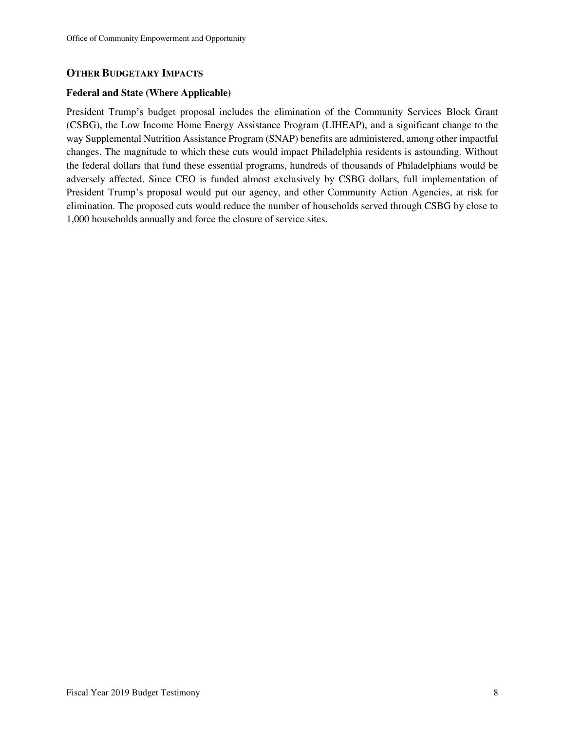## OTHER BUDGETARY IMPACTS

### Federal and State (Where Applicable)

President Trump's budget proposal includes the elimination of the Community Services Block Grant (CSBG), the Low Income Home Energy Assistance Program (LIHEAP), and a significant change to the way Supplemental Nutrition Assistance Program (SNAP) benefits are administered, among other impactful changes. The magnitude to which these cuts would impact Philadelphia residents is astounding. Without the federal dollars that fund these essential programs, hundreds of thousands of Philadelphians would be adversely affected. Since CEO is funded almost exclusively by CSBG dollars, full implementation of President Trump's proposal would put our agency, and other Community Action Agencies, at risk for elimination. The proposed cuts would reduce the number of households served through CSBG by close to 1,000 households annually and force the closure of service sites.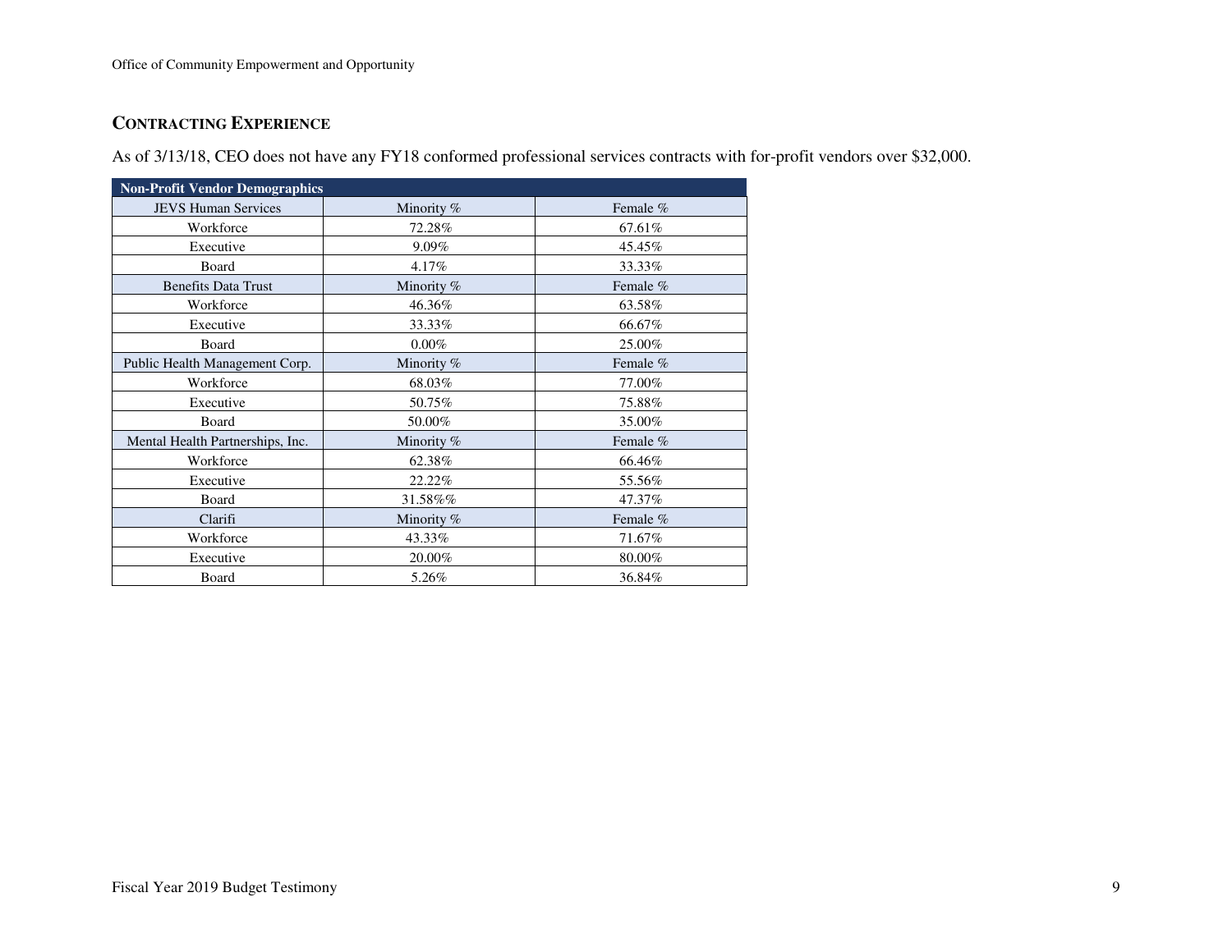## CONTRACTING EXPERIENCE

As of 3/13/18, CEO does not have any FY18 conformed professional services contracts with for-profit vendors over $32,000.

| Non-Profit Vendor Demographics | | |
|---|---|---|
| JEVS Human Services | Minority % | Female % |
| Workforce | 72.28% | 67.61% |
| Executive | 9.09% | 45.45% |
| Board | 4.17% | 33.33% |
| Benefits Data Trust | Minority % | Female % |
| Workforce | 46.36% | 63.58% |
| Executive | 33.33% | 66.67% |
| Board | 0.00% | 25.00% |
| Public Health Management Corp. | Minority % | Female % |
| Workforce | 68.03% | 77.00% |
| Executive | 50.75% | 75.88% |
| Board | 50.00% | 35.00% |
| Mental Health Partnerships, Inc. | Minority % | Female % |
| Workforce | 62.38% | 66.46% |
| Executive | 22.22% | 55.56% |
| Board | 31.58%% | 47.37% |
| Clarifi | Minority % | Female % |
| Workforce | 43.33% | 71.67% |
| Executive | 20.00% | 80.00% |
| Board | 5.26% | 36.84% |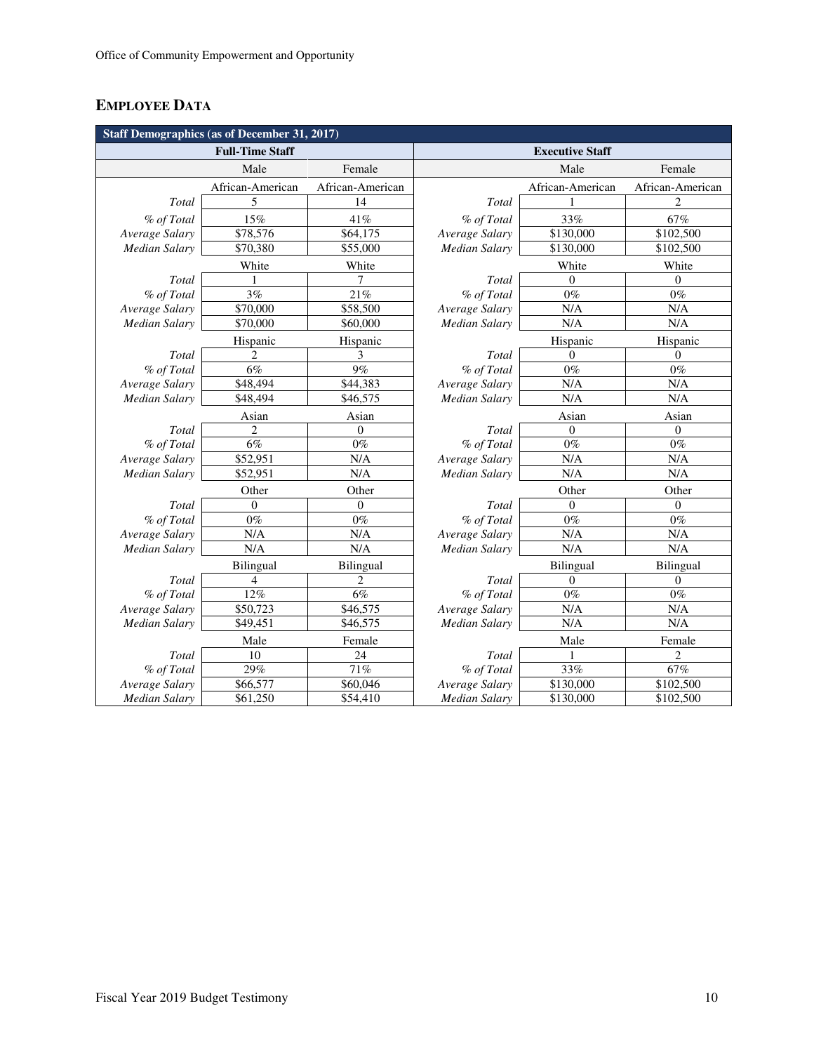## EMPLOYEE DATA

| Staff Demographics (as of December 31, 2017) | | | | | |
|---|---|---|---|---|---|
| **Full-Time Staff** | | | **Executive Staff** | | |
| | Male | Female | | Male | Female |
| | African-American | African-American | | African-American | African-American |
| *Total* | 5 | 14 | *Total* | 1 | 2 |
| *% of Total* | 15% | 41% | *% of Total* | 33% | 67% |
| *Average Salary* | $78,576 | $64,175 | *Average Salary* | $130,000 | $102,500 |
| *Median Salary* | $70,380 | $55,000 | *Median Salary* | $130,000 | $102,500 |
| | White | White | | White | White |
| *Total* | 1 | 7 | *Total* | 0 | 0 |
| *% of Total* | 3% | 21% | *% of Total* | 0% | 0% |
| *Average Salary* | $70,000 | $58,500 | *Average Salary* | N/A | N/A |
| *Median Salary* | $70,000 | $60,000 | *Median Salary* | N/A | N/A |
| | Hispanic | Hispanic | | Hispanic | Hispanic |
| *Total* | 2 | 3 | *Total* | 0 | 0 |
| *% of Total* | 6% | 9% | *% of Total* | 0% | 0% |
| *Average Salary* | $48,494 | $44,383 | *Average Salary* | N/A | N/A |
| *Median Salary* | $48,494 | $46,575 | *Median Salary* | N/A | N/A |
| | Asian | Asian | | Asian | Asian |
| *Total* | 2 | 0 | *Total* | 0 | 0 |
| *% of Total* | 6% | 0% | *% of Total* | 0% | 0% |
| *Average Salary* | $52,951 | N/A | *Average Salary* | N/A | N/A |
| *Median Salary* | $52,951 | N/A | *Median Salary* | N/A | N/A |
| | Other | Other | | Other | Other |
| *Total* | 0 | 0 | *Total* | 0 | 0 |
| *% of Total* | 0% | 0% | *% of Total* | 0% | 0% |
| *Average Salary* | N/A | N/A | *Average Salary* | N/A | N/A |
| *Median Salary* | N/A | N/A | *Median Salary* | N/A | N/A |
| | Bilingual | Bilingual | | Bilingual | Bilingual |
| *Total* | 4 | 2 | *Total* | 0 | 0 |
| *% of Total* | 12% | 6% | *% of Total* | 0% | 0% |
| *Average Salary* | $50,723 | $46,575 | *Average Salary* | N/A | N/A |
| *Median Salary* | $49,451 | $46,575 | *Median Salary* | N/A | N/A |
| | Male | Female | | Male | Female |
| *Total* | 10 | 24 | *Total* | 1 | 2 |
| *% of Total* | 29% | 71% | *% of Total* | 33% | 67% |
| *Average Salary* | $66,577 | $60,046 | *Average Salary* | $130,000 | $102,500 |
| *Median Salary* | $61,250 | $54,410 | *Median Salary* | $130,000 | $102,500 |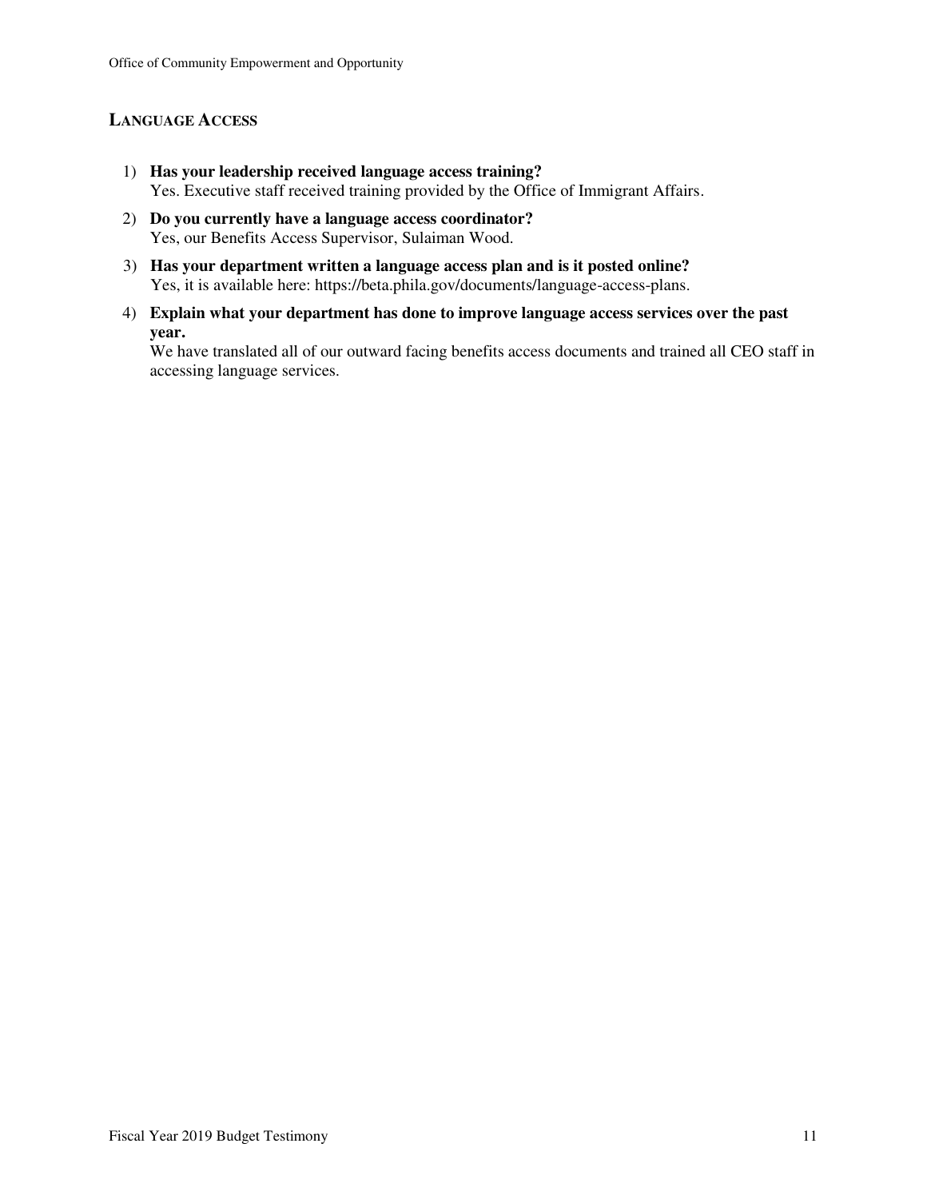## LANGUAGE ACCESS

1) **Has your leadership received language access training?**
   Yes. Executive staff received training provided by the Office of Immigrant Affairs.
2) **Do you currently have a language access coordinator?**
   Yes, our Benefits Access Supervisor, Sulaiman Wood.
3) **Has your department written a language access plan and is it posted online?**
   Yes, it is available here: https://beta.phila.gov/documents/language-access-plans.
4) **Explain what your department has done to improve language access services over the past year.**
   We have translated all of our outward facing benefits access documents and trained all CEO staff in accessing language services.